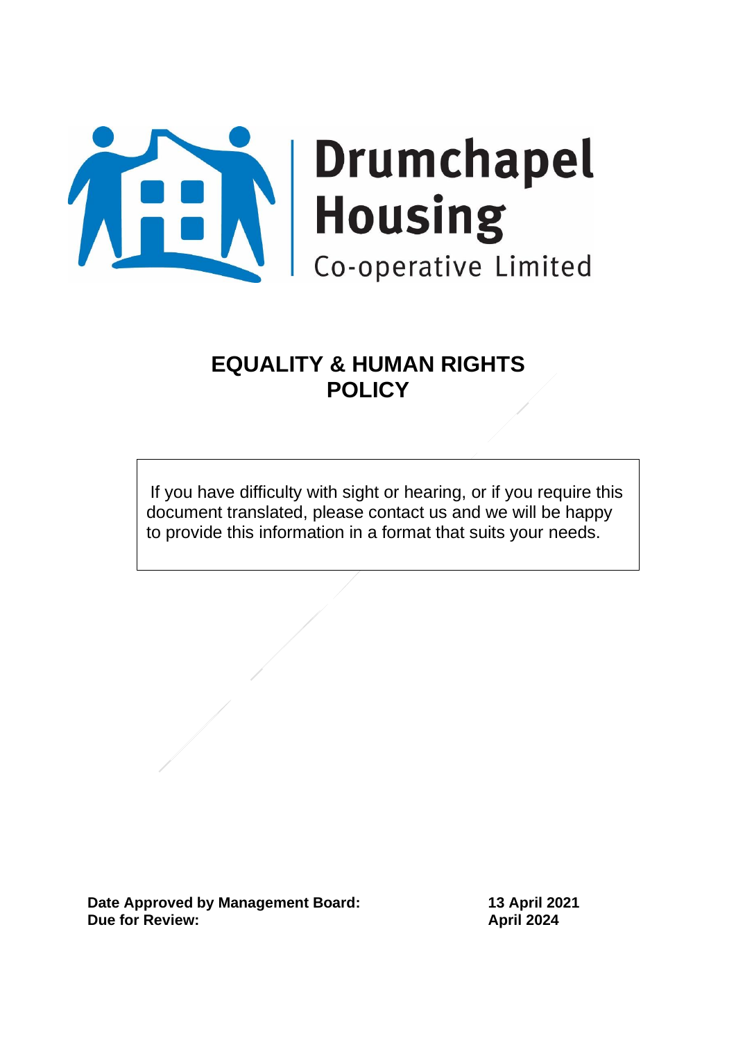Drumchapel Housing Co-operative Limited

# EQUALITY & HUMAN RIGHTS POLICY

If you have difficulty with sight or hearing, or if you require this document translated, please contact us and we will be happy to provide this information in a format that suits your needs.

**Date Approved by Management Board:** **13 April 2021**
**Due for Review:** **April 2024**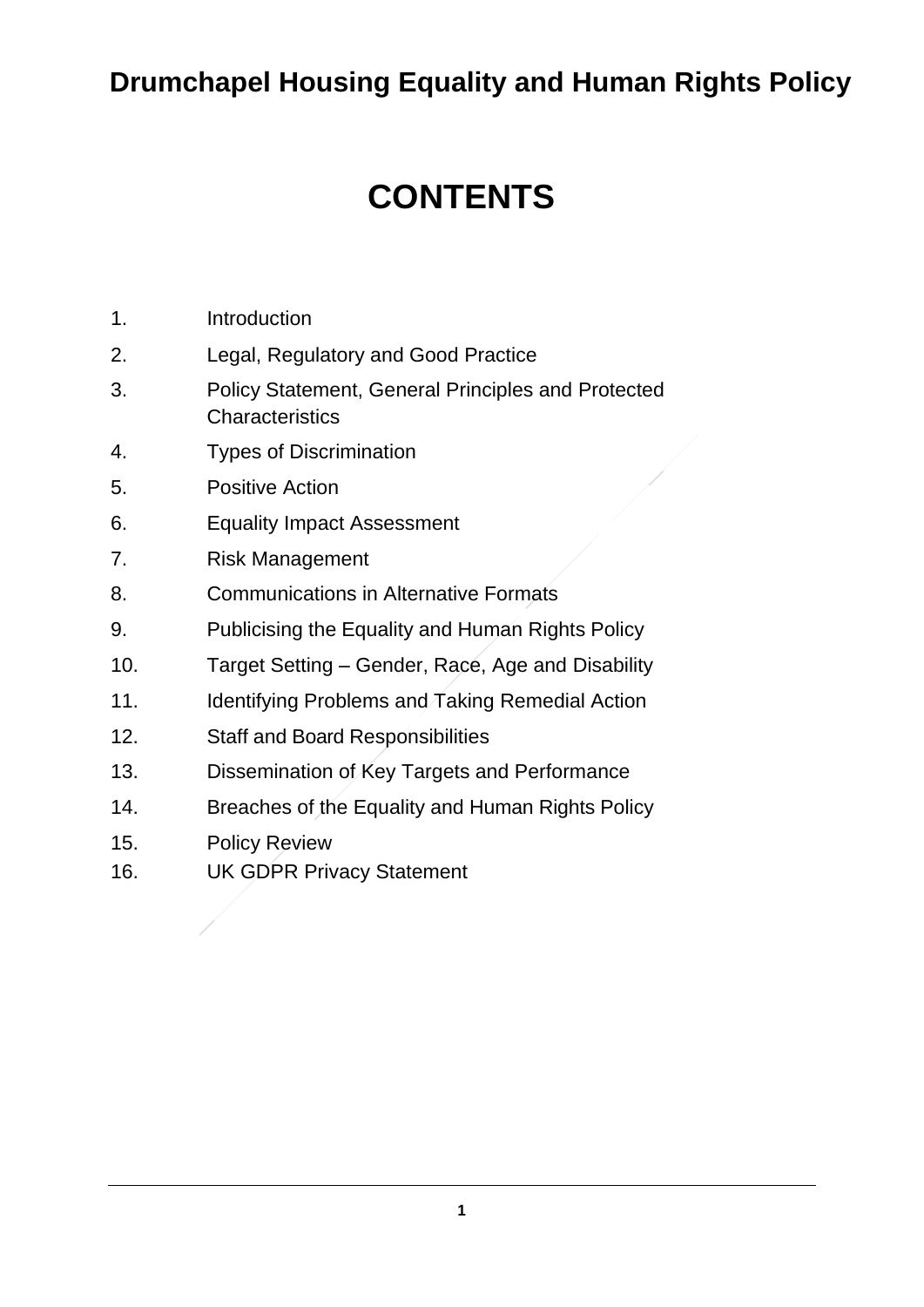# Drumchapel Housing Equality and Human Rights Policy

## CONTENTS

1. Introduction
2. Legal, Regulatory and Good Practice
3. Policy Statement, General Principles and Protected Characteristics
4. Types of Discrimination
5. Positive Action
6. Equality Impact Assessment
7. Risk Management
8. Communications in Alternative Formats
9. Publicising the Equality and Human Rights Policy
10. Target Setting – Gender, Race, Age and Disability
11. Identifying Problems and Taking Remedial Action
12. Staff and Board Responsibilities
13. Dissemination of Key Targets and Performance
14. Breaches of the Equality and Human Rights Policy
15. Policy Review
16. UK GDPR Privacy Statement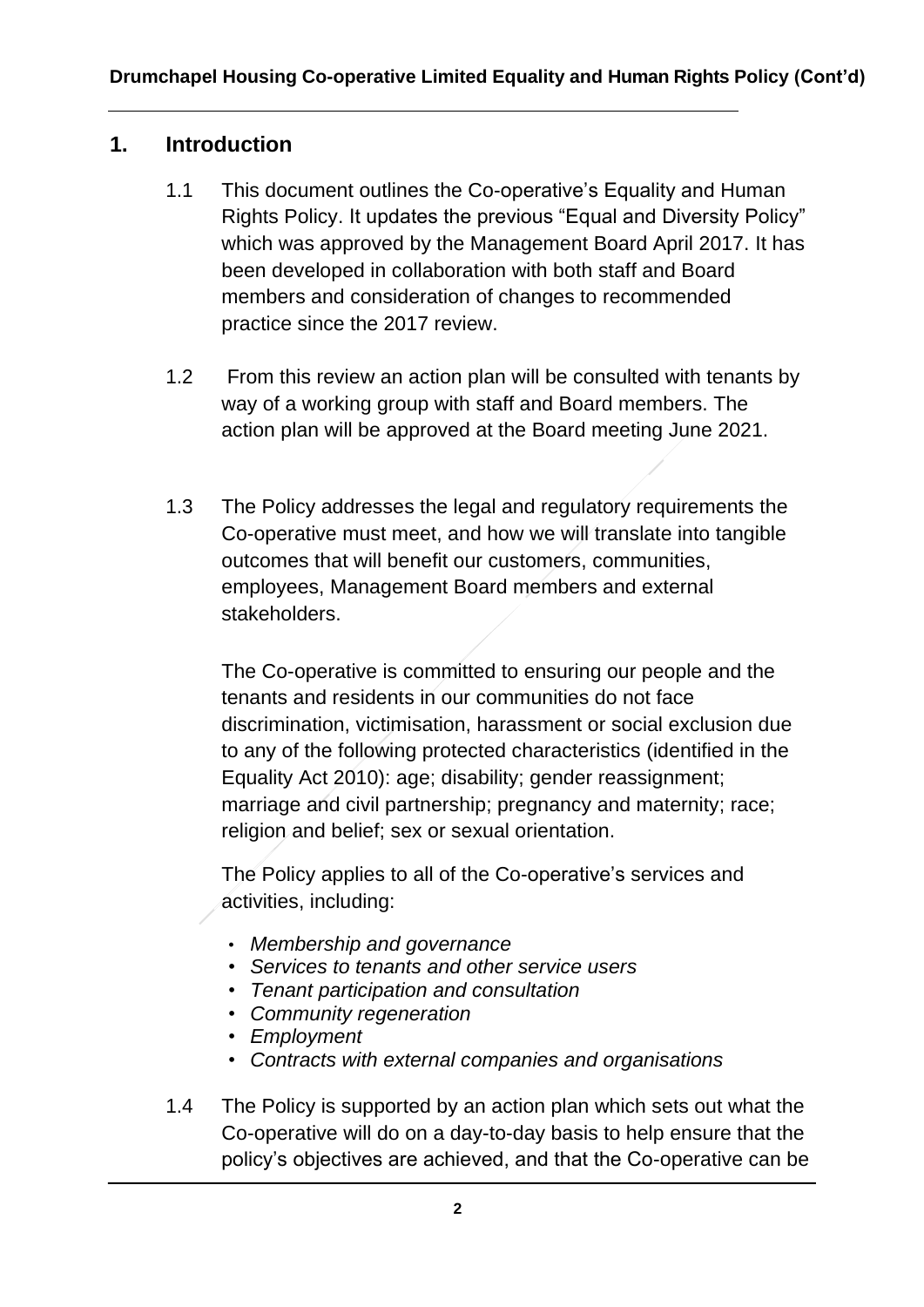## 1. Introduction

1.1 This document outlines the Co-operative's Equality and Human Rights Policy. It updates the previous "Equal and Diversity Policy" which was approved by the Management Board April 2017. It has been developed in collaboration with both staff and Board members and consideration of changes to recommended practice since the 2017 review.

1.2 From this review an action plan will be consulted with tenants by way of a working group with staff and Board members. The action plan will be approved at the Board meeting June 2021.

1.3 The Policy addresses the legal and regulatory requirements the Co-operative must meet, and how we will translate into tangible outcomes that will benefit our customers, communities, employees, Management Board members and external stakeholders.

The Co-operative is committed to ensuring our people and the tenants and residents in our communities do not face discrimination, victimisation, harassment or social exclusion due to any of the following protected characteristics (identified in the Equality Act 2010): age; disability; gender reassignment; marriage and civil partnership; pregnancy and maternity; race; religion and belief; sex or sexual orientation.

The Policy applies to all of the Co-operative's services and activities, including:

- *Membership and governance*
- *Services to tenants and other service users*
- *Tenant participation and consultation*
- *Community regeneration*
- *Employment*
- *Contracts with external companies and organisations*

1.4 The Policy is supported by an action plan which sets out what the Co-operative will do on a day-to-day basis to help ensure that the policy's objectives are achieved, and that the Co-operative can be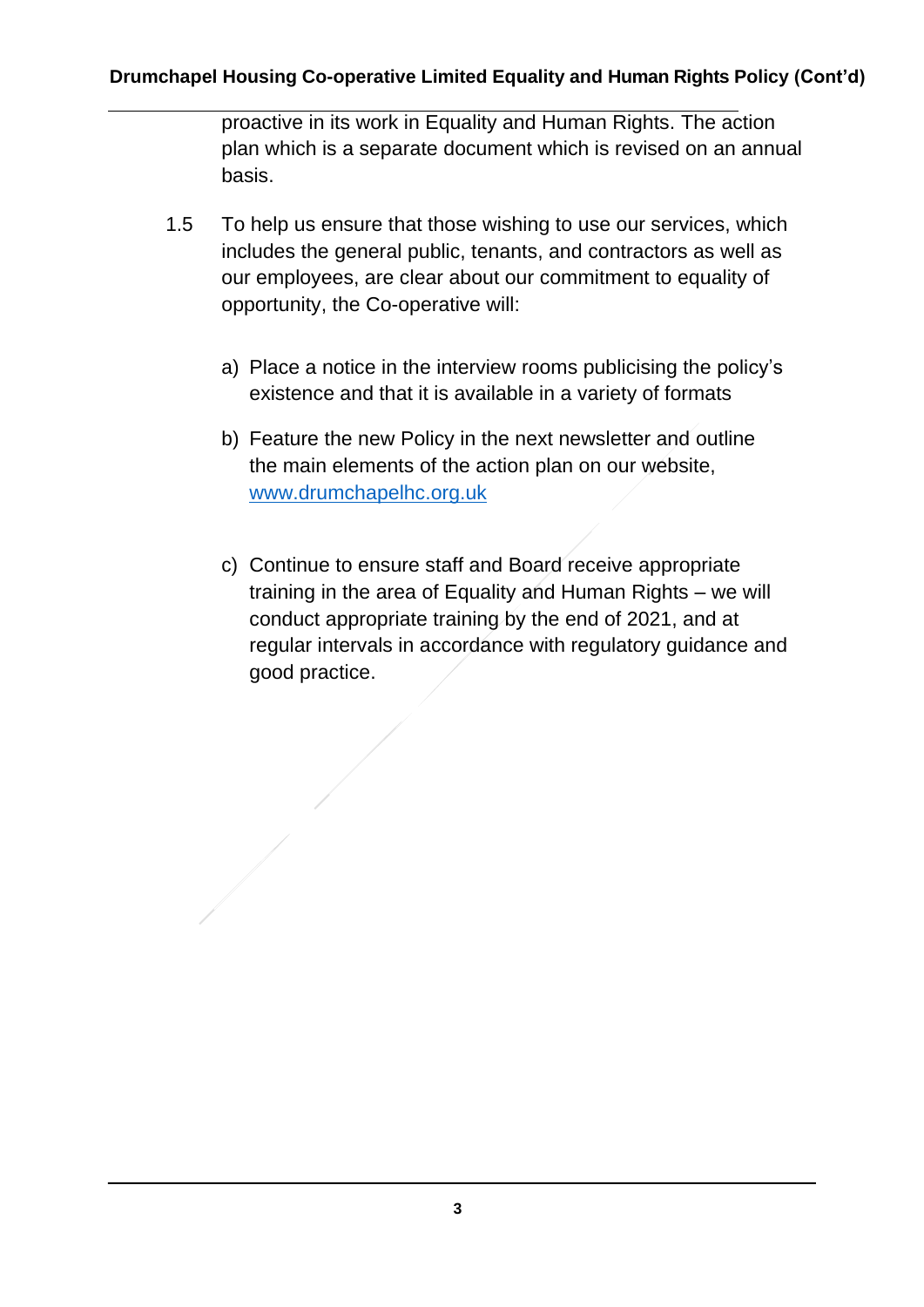proactive in its work in Equality and Human Rights. The action plan which is a separate document which is revised on an annual basis.

1.5 To help us ensure that those wishing to use our services, which includes the general public, tenants, and contractors as well as our employees, are clear about our commitment to equality of opportunity, the Co-operative will:

a) Place a notice in the interview rooms publicising the policy's existence and that it is available in a variety of formats

b) Feature the new Policy in the next newsletter and outline the main elements of the action plan on our website, [www.drumchapelhc.org.uk](http://www.drumchapelhc.org.uk)

c) Continue to ensure staff and Board receive appropriate training in the area of Equality and Human Rights – we will conduct appropriate training by the end of 2021, and at regular intervals in accordance with regulatory guidance and good practice.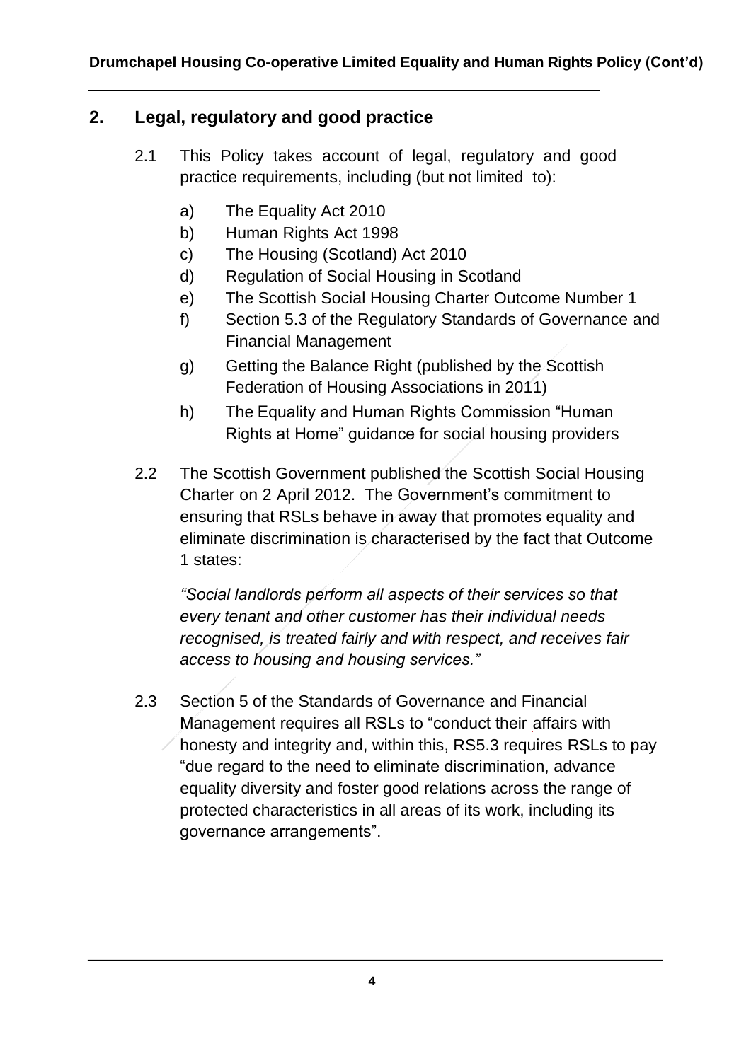## 2. Legal, regulatory and good practice

2.1 This Policy takes account of legal, regulatory and good practice requirements, including (but not limited to):

a) The Equality Act 2010
b) Human Rights Act 1998
c) The Housing (Scotland) Act 2010
d) Regulation of Social Housing in Scotland
e) The Scottish Social Housing Charter Outcome Number 1
f) Section 5.3 of the Regulatory Standards of Governance and Financial Management
g) Getting the Balance Right (published by the Scottish Federation of Housing Associations in 2011)
h) The Equality and Human Rights Commission "Human Rights at Home" guidance for social housing providers

2.2 The Scottish Government published the Scottish Social Housing Charter on 2 April 2012. The Government's commitment to ensuring that RSLs behave in away that promotes equality and eliminate discrimination is characterised by the fact that Outcome 1 states:

*"Social landlords perform all aspects of their services so that every tenant and other customer has their individual needs recognised, is treated fairly and with respect, and receives fair access to housing and housing services."*

2.3 Section 5 of the Standards of Governance and Financial Management requires all RSLs to "conduct their affairs with honesty and integrity and, within this, RS5.3 requires RSLs to pay "due regard to the need to eliminate discrimination, advance equality diversity and foster good relations across the range of protected characteristics in all areas of its work, including its governance arrangements".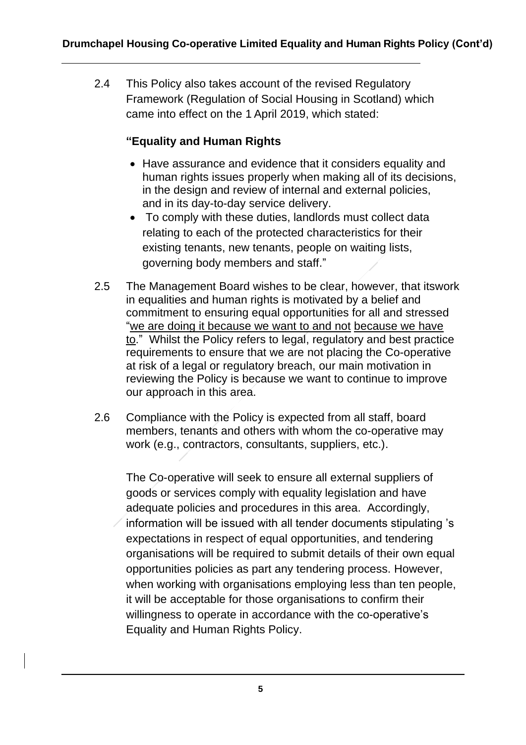2.4 This Policy also takes account of the revised Regulatory Framework (Regulation of Social Housing in Scotland) which came into effect on the 1 April 2019, which stated:

**"Equality and Human Rights**

- Have assurance and evidence that it considers equality and human rights issues properly when making all of its decisions, in the design and review of internal and external policies, and in its day-to-day service delivery.
- To comply with these duties, landlords must collect data relating to each of the protected characteristics for their existing tenants, new tenants, people on waiting lists, governing body members and staff."

2.5 The Management Board wishes to be clear, however, that itswork in equalities and human rights is motivated by a belief and commitment to ensuring equal opportunities for all and stressed "<u>we are doing it because we want to and not</u> <u>because we have to</u>." Whilst the Policy refers to legal, regulatory and best practice requirements to ensure that we are not placing the Co-operative at risk of a legal or regulatory breach, our main motivation in reviewing the Policy is because we want to continue to improve our approach in this area.

2.6 Compliance with the Policy is expected from all staff, board members, tenants and others with whom the co-operative may work (e.g., contractors, consultants, suppliers, etc.).

The Co-operative will seek to ensure all external suppliers of goods or services comply with equality legislation and have adequate policies and procedures in this area. Accordingly, information will be issued with all tender documents stipulating 's expectations in respect of equal opportunities, and tendering organisations will be required to submit details of their own equal opportunities policies as part any tendering process. However, when working with organisations employing less than ten people, it will be acceptable for those organisations to confirm their willingness to operate in accordance with the co-operative's Equality and Human Rights Policy.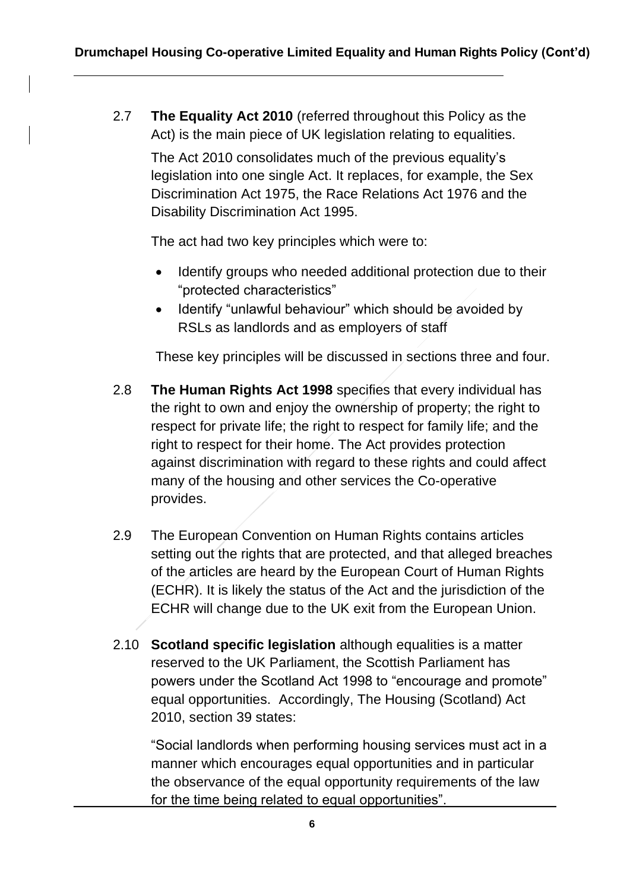2.7 **The Equality Act 2010** (referred throughout this Policy as the Act) is the main piece of UK legislation relating to equalities.

The Act 2010 consolidates much of the previous equality's legislation into one single Act. It replaces, for example, the Sex Discrimination Act 1975, the Race Relations Act 1976 and the Disability Discrimination Act 1995.

The act had two key principles which were to:

- Identify groups who needed additional protection due to their "protected characteristics"
- Identify "unlawful behaviour" which should be avoided by RSLs as landlords and as employers of staff

These key principles will be discussed in sections three and four.

2.8 **The Human Rights Act 1998** specifies that every individual has the right to own and enjoy the ownership of property; the right to respect for private life; the right to respect for family life; and the right to respect for their home. The Act provides protection against discrimination with regard to these rights and could affect many of the housing and other services the Co-operative provides.

2.9 The European Convention on Human Rights contains articles setting out the rights that are protected, and that alleged breaches of the articles are heard by the European Court of Human Rights (ECHR). It is likely the status of the Act and the jurisdiction of the ECHR will change due to the UK exit from the European Union.

2.10 **Scotland specific legislation** although equalities is a matter reserved to the UK Parliament, the Scottish Parliament has powers under the Scotland Act 1998 to "encourage and promote" equal opportunities. Accordingly, The Housing (Scotland) Act 2010, section 39 states:

"Social landlords when performing housing services must act in a manner which encourages equal opportunities and in particular the observance of the equal opportunity requirements of the law for the time being related to equal opportunities".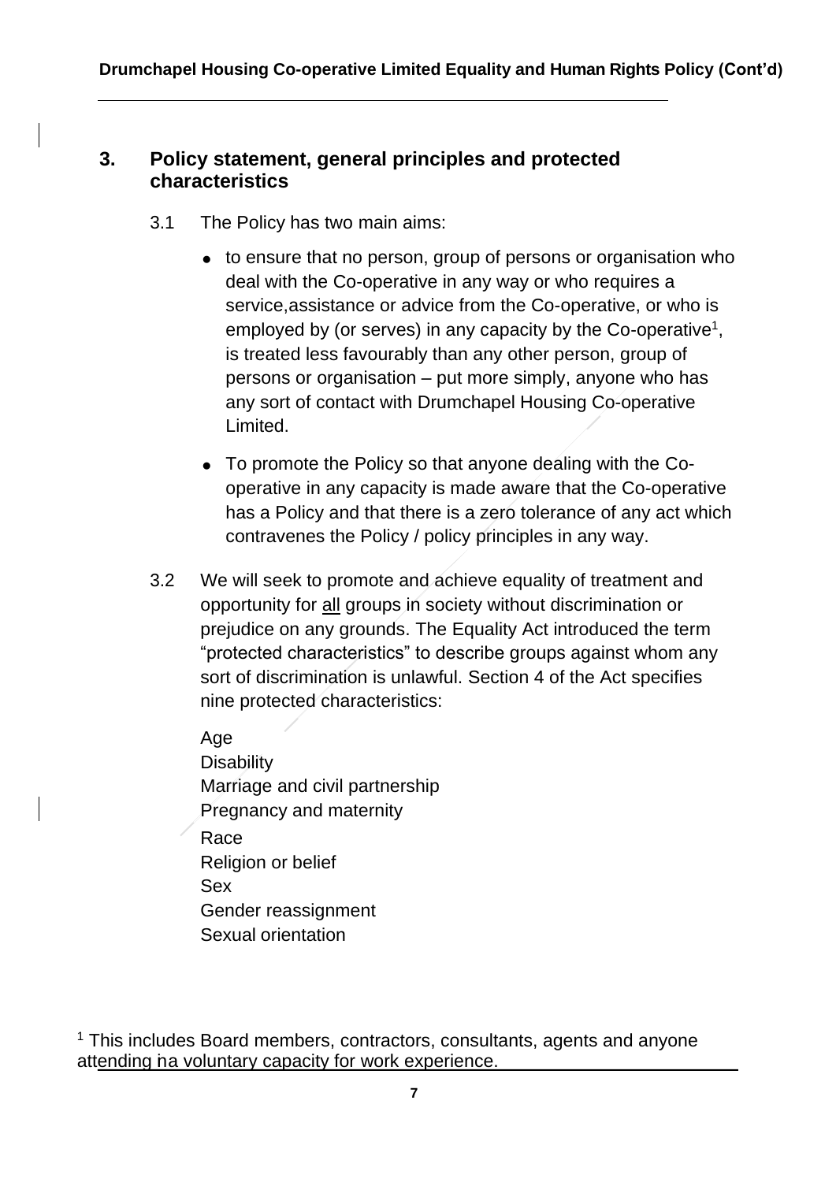## 3. Policy statement, general principles and protected characteristics

3.1 The Policy has two main aims:

- to ensure that no person, group of persons or organisation who deal with the Co-operative in any way or who requires a service,assistance or advice from the Co-operative, or who is employed by (or serves) in any capacity by the Co-operative[1], is treated less favourably than any other person, group of persons or organisation – put more simply, anyone who has any sort of contact with Drumchapel Housing Co-operative Limited.
- To promote the Policy so that anyone dealing with the Co-operative in any capacity is made aware that the Co-operative has a Policy and that there is a zero tolerance of any act which contravenes the Policy / policy principles in any way.

3.2 We will seek to promote and achieve equality of treatment and opportunity for all groups in society without discrimination or prejudice on any grounds. The Equality Act introduced the term "protected characteristics" to describe groups against whom any sort of discrimination is unlawful. Section 4 of the Act specifies nine protected characteristics:

Age
Disability
Marriage and civil partnership
Pregnancy and maternity
Race
Religion or belief
Sex
Gender reassignment
Sexual orientation

[1] This includes Board members, contractors, consultants, agents and anyone attending in a voluntary capacity for work experience.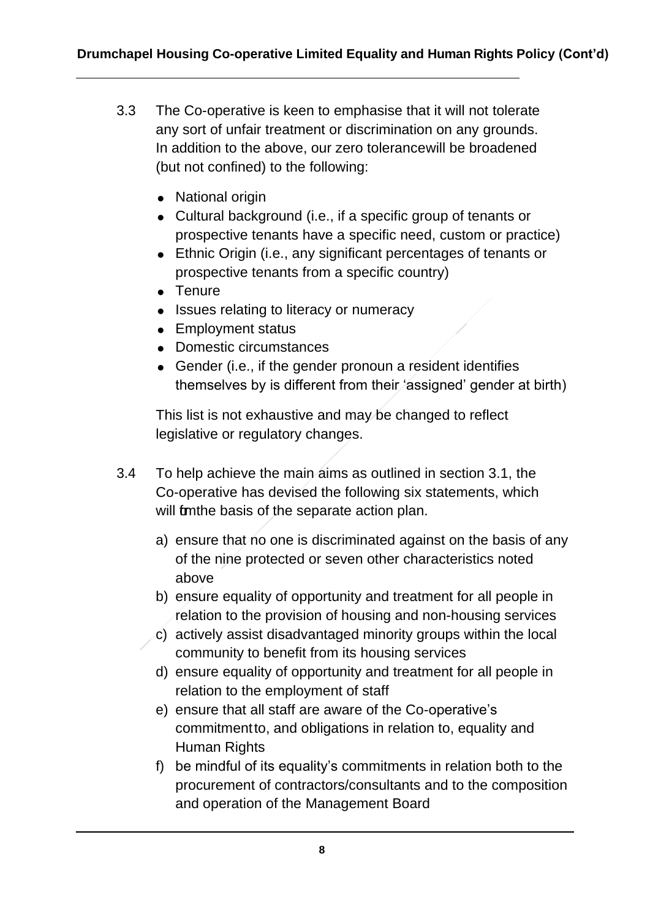3.3 The Co-operative is keen to emphasise that it will not tolerate any sort of unfair treatment or discrimination on any grounds. In addition to the above, our zero tolerancewill be broadened (but not confined) to the following:

- National origin
- Cultural background (i.e., if a specific group of tenants or prospective tenants have a specific need, custom or practice)
- Ethnic Origin (i.e., any significant percentages of tenants or prospective tenants from a specific country)
- Tenure
- Issues relating to literacy or numeracy
- Employment status
- Domestic circumstances
- Gender (i.e., if the gender pronoun a resident identifies themselves by is different from their 'assigned' gender at birth)

This list is not exhaustive and may be changed to reflect legislative or regulatory changes.

3.4 To help achieve the main aims as outlined in section 3.1, the Co-operative has devised the following six statements, which will fom the basis of the separate action plan.

a) ensure that no one is discriminated against on the basis of any of the nine protected or seven other characteristics noted above
b) ensure equality of opportunity and treatment for all people in relation to the provision of housing and non-housing services
c) actively assist disadvantaged minority groups within the local community to benefit from its housing services
d) ensure equality of opportunity and treatment for all people in relation to the employment of staff
e) ensure that all staff are aware of the Co-operative's commitmentto, and obligations in relation to, equality and Human Rights
f) be mindful of its equality's commitments in relation both to the procurement of contractors/consultants and to the composition and operation of the Management Board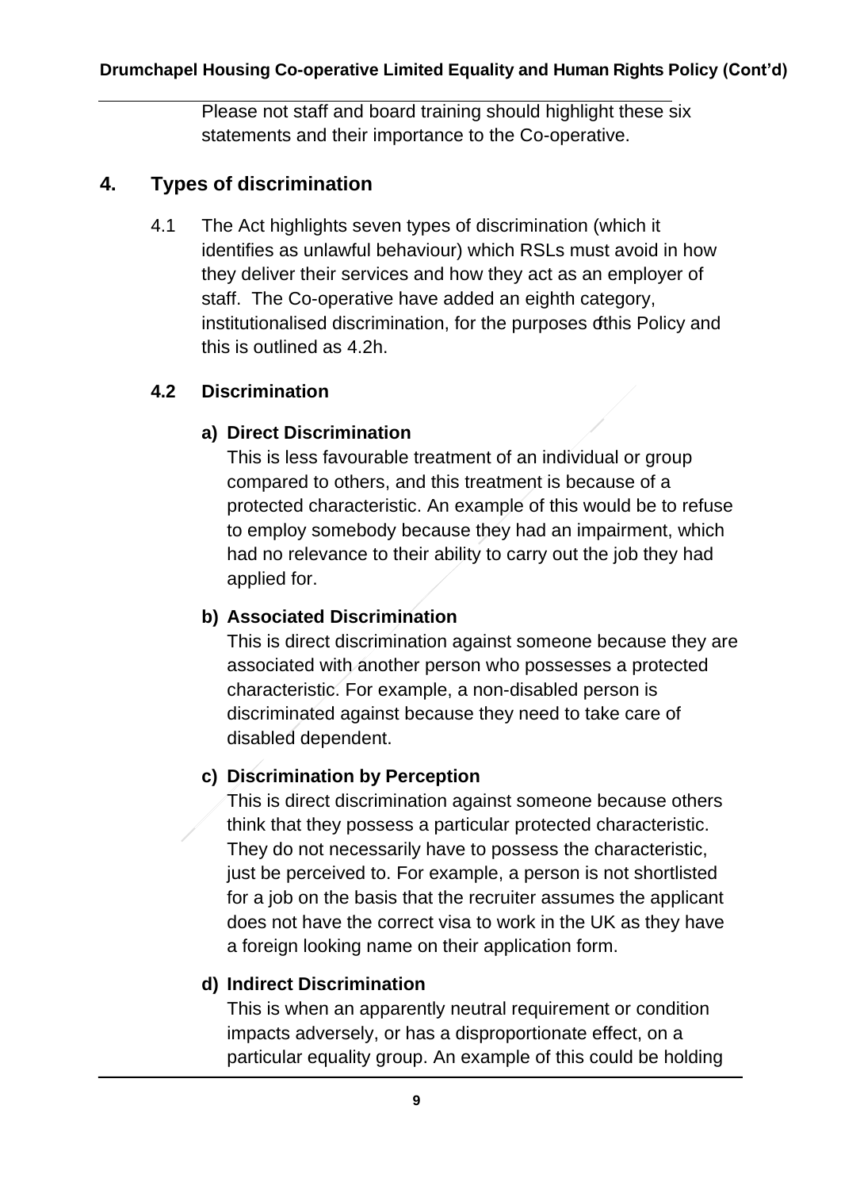Please not staff and board training should highlight these six statements and their importance to the Co-operative.

## 4. Types of discrimination

4.1 The Act highlights seven types of discrimination (which it identifies as unlawful behaviour) which RSLs must avoid in how they deliver their services and how they act as an employer of staff. The Co-operative have added an eighth category, institutionalised discrimination, for the purposes of this Policy and this is outlined as 4.2h.

### 4.2 Discrimination

**a) Direct Discrimination**
This is less favourable treatment of an individual or group compared to others, and this treatment is because of a protected characteristic. An example of this would be to refuse to employ somebody because they had an impairment, which had no relevance to their ability to carry out the job they had applied for.

**b) Associated Discrimination**
This is direct discrimination against someone because they are associated with another person who possesses a protected characteristic. For example, a non-disabled person is discriminated against because they need to take care of disabled dependent.

**c) Discrimination by Perception**
This is direct discrimination against someone because others think that they possess a particular protected characteristic. They do not necessarily have to possess the characteristic, just be perceived to. For example, a person is not shortlisted for a job on the basis that the recruiter assumes the applicant does not have the correct visa to work in the UK as they have a foreign looking name on their application form.

**d) Indirect Discrimination**
This is when an apparently neutral requirement or condition impacts adversely, or has a disproportionate effect, on a particular equality group. An example of this could be holding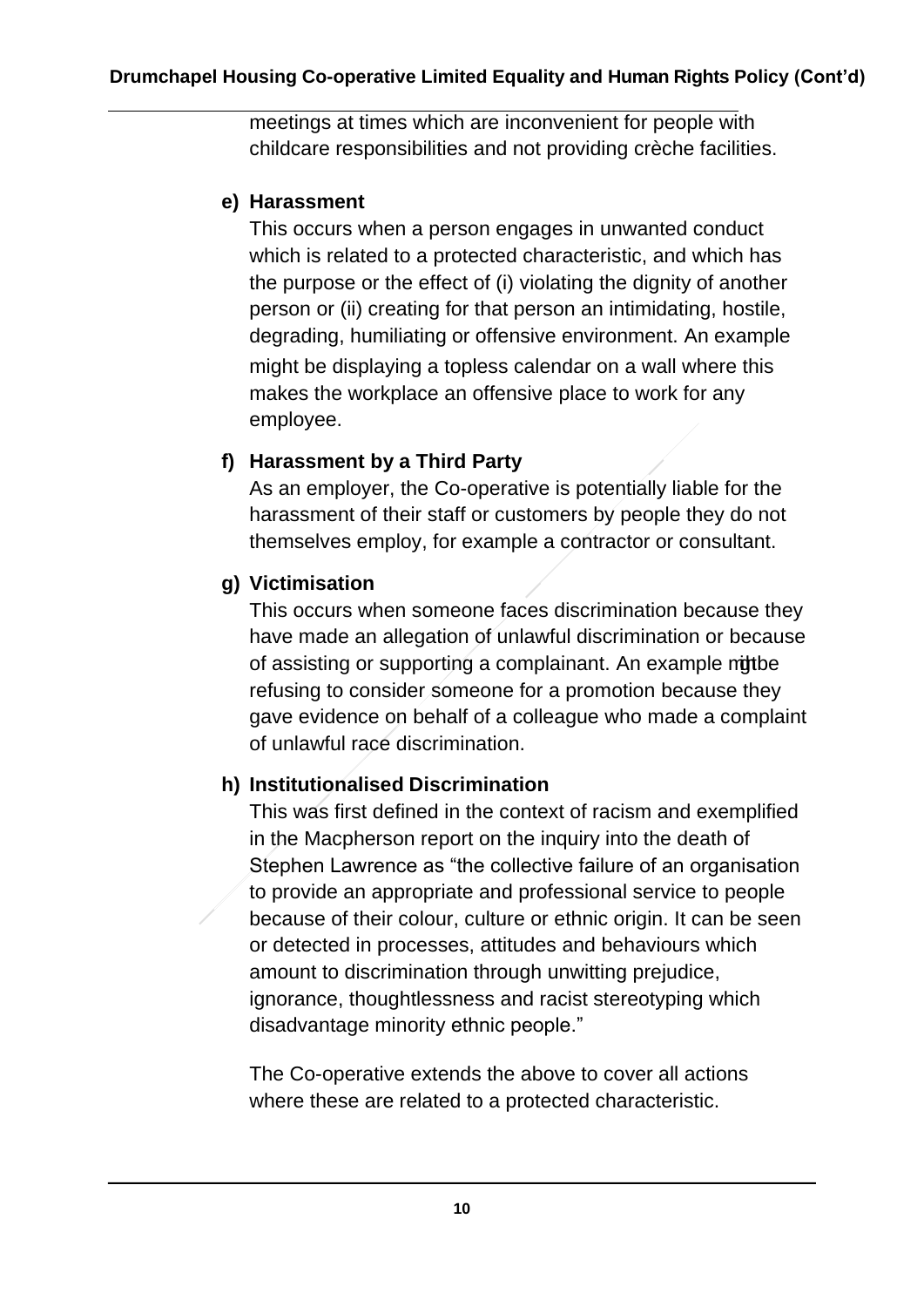meetings at times which are inconvenient for people with childcare responsibilities and not providing crèche facilities.

**e) Harassment**

This occurs when a person engages in unwanted conduct which is related to a protected characteristic, and which has the purpose or the effect of (i) violating the dignity of another person or (ii) creating for that person an intimidating, hostile, degrading, humiliating or offensive environment. An example might be displaying a topless calendar on a wall where this makes the workplace an offensive place to work for any employee.

**f) Harassment by a Third Party**

As an employer, the Co-operative is potentially liable for the harassment of their staff or customers by people they do not themselves employ, for example a contractor or consultant.

**g) Victimisation**

This occurs when someone faces discrimination because they have made an allegation of unlawful discrimination or because of assisting or supporting a complainant. An example might be refusing to consider someone for a promotion because they gave evidence on behalf of a colleague who made a complaint of unlawful race discrimination.

**h) Institutionalised Discrimination**

This was first defined in the context of racism and exemplified in the Macpherson report on the inquiry into the death of Stephen Lawrence as "the collective failure of an organisation to provide an appropriate and professional service to people because of their colour, culture or ethnic origin. It can be seen or detected in processes, attitudes and behaviours which amount to discrimination through unwitting prejudice, ignorance, thoughtlessness and racist stereotyping which disadvantage minority ethnic people."

The Co-operative extends the above to cover all actions where these are related to a protected characteristic.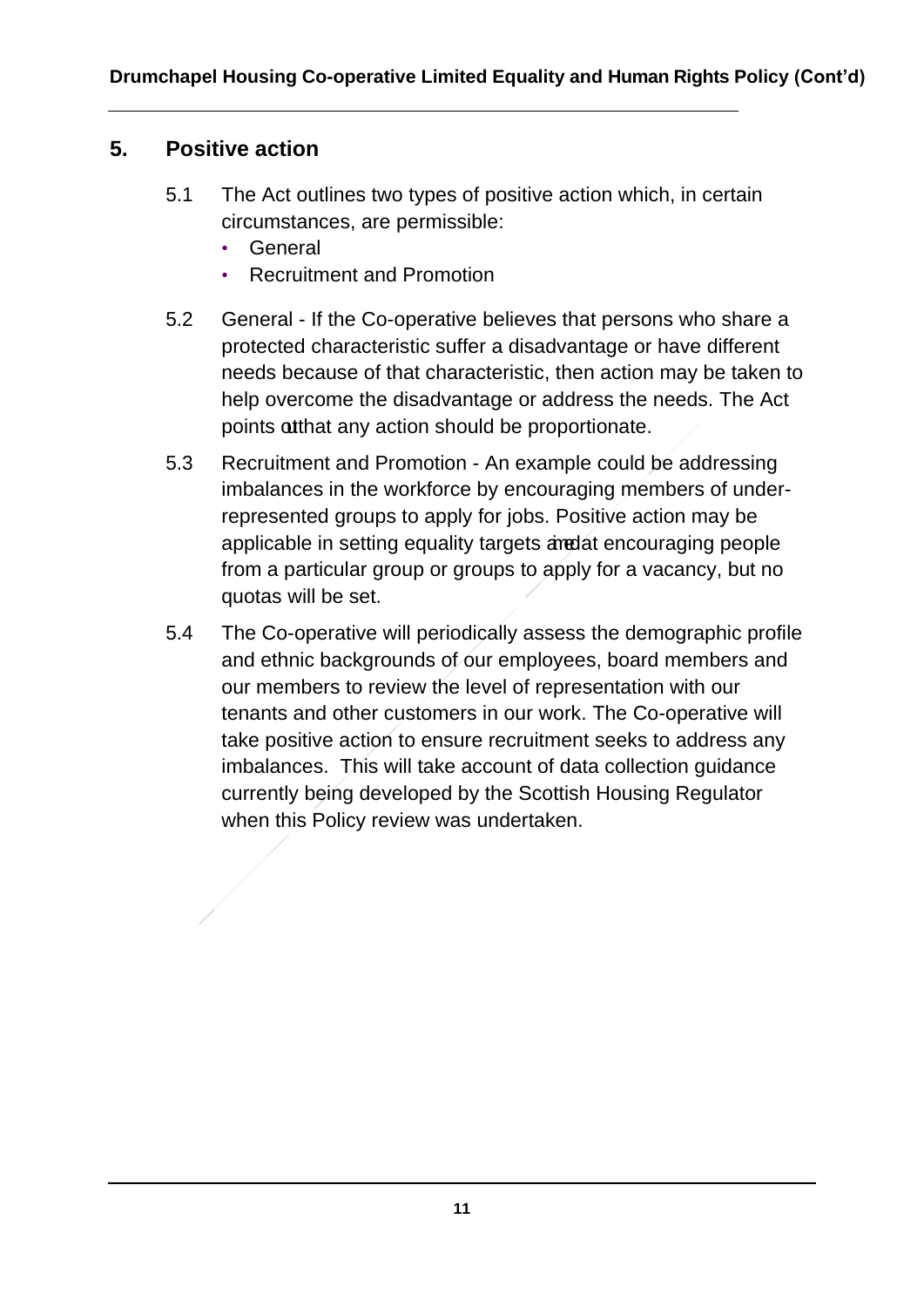## 5. Positive action

5.1 The Act outlines two types of positive action which, in certain circumstances, are permissible:

- General
- Recruitment and Promotion

5.2 General - If the Co-operative believes that persons who share a protected characteristic suffer a disadvantage or have different needs because of that characteristic, then action may be taken to help overcome the disadvantage or address the needs. The Act points out that any action should be proportionate.

5.3 Recruitment and Promotion - An example could be addressing imbalances in the workforce by encouraging members of under-represented groups to apply for jobs. Positive action may be applicable in setting equality targets aimed at encouraging people from a particular group or groups to apply for a vacancy, but no quotas will be set.

5.4 The Co-operative will periodically assess the demographic profile and ethnic backgrounds of our employees, board members and our members to review the level of representation with our tenants and other customers in our work. The Co-operative will take positive action to ensure recruitment seeks to address any imbalances. This will take account of data collection guidance currently being developed by the Scottish Housing Regulator when this Policy review was undertaken.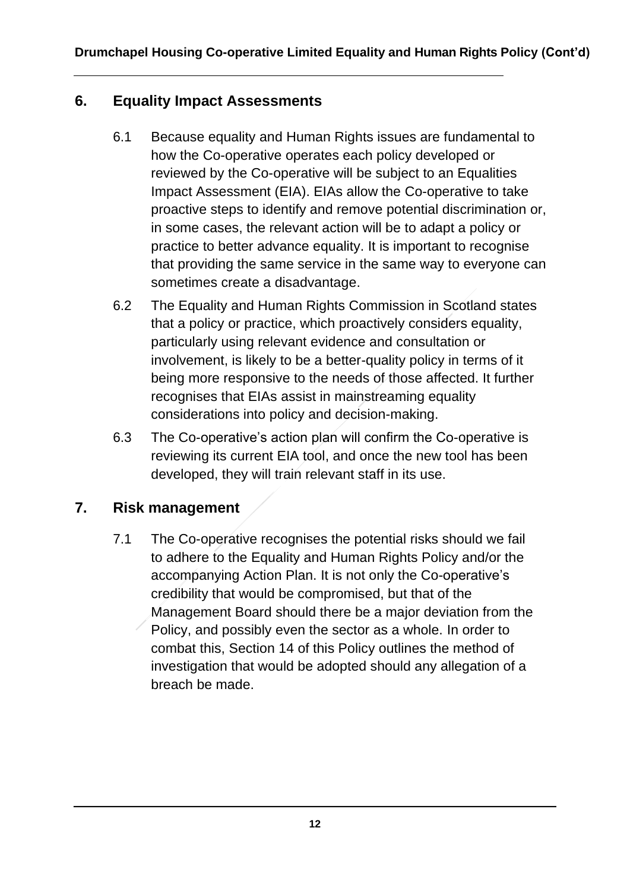## 6. Equality Impact Assessments

6.1 Because equality and Human Rights issues are fundamental to how the Co-operative operates each policy developed or reviewed by the Co-operative will be subject to an Equalities Impact Assessment (EIA). EIAs allow the Co-operative to take proactive steps to identify and remove potential discrimination or, in some cases, the relevant action will be to adapt a policy or practice to better advance equality. It is important to recognise that providing the same service in the same way to everyone can sometimes create a disadvantage.

6.2 The Equality and Human Rights Commission in Scotland states that a policy or practice, which proactively considers equality, particularly using relevant evidence and consultation or involvement, is likely to be a better-quality policy in terms of it being more responsive to the needs of those affected. It further recognises that EIAs assist in mainstreaming equality considerations into policy and decision-making.

6.3 The Co-operative's action plan will confirm the Co-operative is reviewing its current EIA tool, and once the new tool has been developed, they will train relevant staff in its use.

## 7. Risk management

7.1 The Co-operative recognises the potential risks should we fail to adhere to the Equality and Human Rights Policy and/or the accompanying Action Plan. It is not only the Co-operative's credibility that would be compromised, but that of the Management Board should there be a major deviation from the Policy, and possibly even the sector as a whole. In order to combat this, Section 14 of this Policy outlines the method of investigation that would be adopted should any allegation of a breach be made.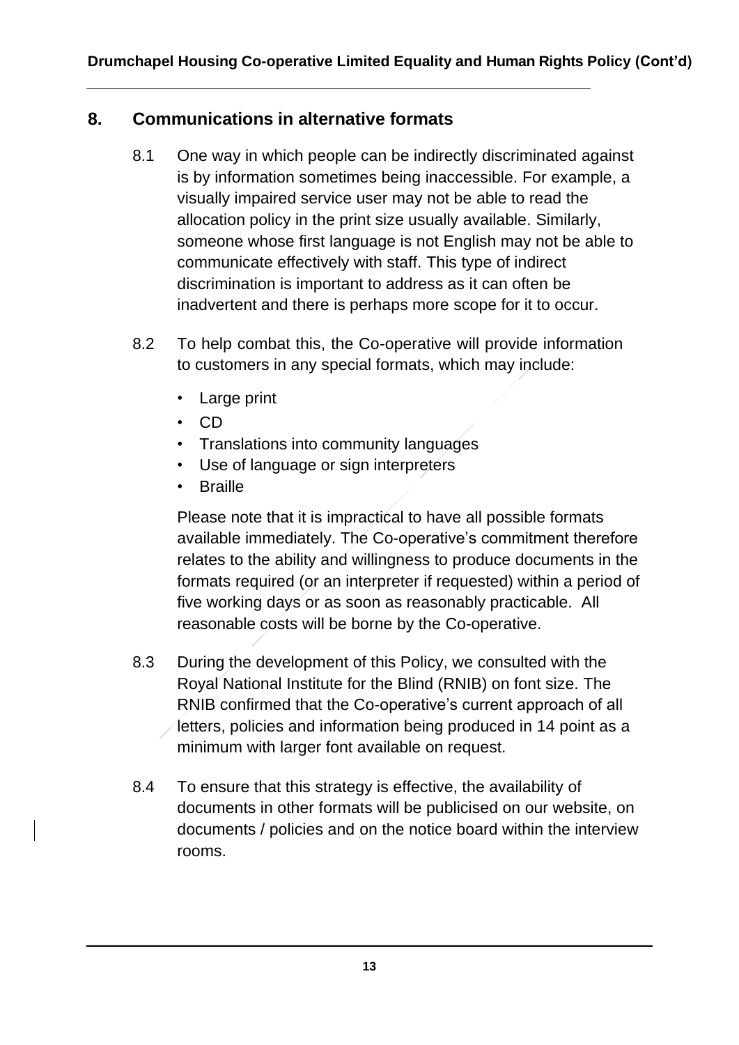## 8. Communications in alternative formats

8.1 One way in which people can be indirectly discriminated against is by information sometimes being inaccessible. For example, a visually impaired service user may not be able to read the allocation policy in the print size usually available. Similarly, someone whose first language is not English may not be able to communicate effectively with staff. This type of indirect discrimination is important to address as it can often be inadvertent and there is perhaps more scope for it to occur.

8.2 To help combat this, the Co-operative will provide information to customers in any special formats, which may include:

- Large print
- CD
- Translations into community languages
- Use of language or sign interpreters
- Braille

Please note that it is impractical to have all possible formats available immediately. The Co-operative's commitment therefore relates to the ability and willingness to produce documents in the formats required (or an interpreter if requested) within a period of five working days or as soon as reasonably practicable. All reasonable costs will be borne by the Co-operative.

8.3 During the development of this Policy, we consulted with the Royal National Institute for the Blind (RNIB) on font size. The RNIB confirmed that the Co-operative's current approach of all letters, policies and information being produced in 14 point as a minimum with larger font available on request.

8.4 To ensure that this strategy is effective, the availability of documents in other formats will be publicised on our website, on documents / policies and on the notice board within the interview rooms.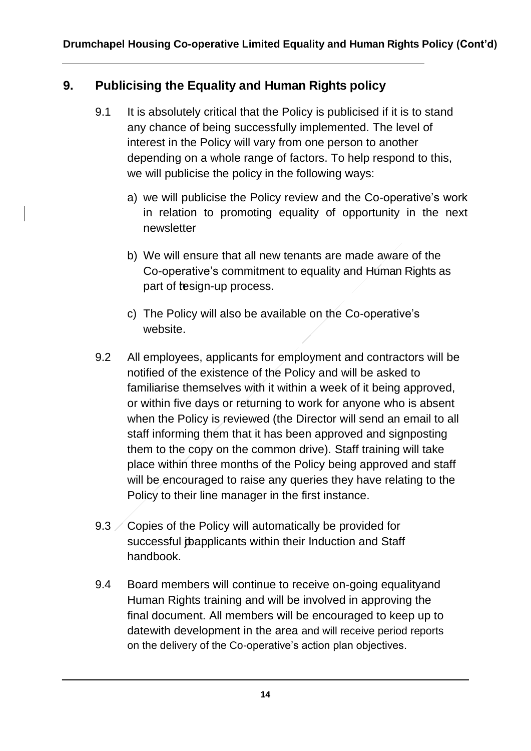## 9. Publicising the Equality and Human Rights policy

9.1 It is absolutely critical that the Policy is publicised if it is to stand any chance of being successfully implemented. The level of interest in the Policy will vary from one person to another depending on a whole range of factors. To help respond to this, we will publicise the policy in the following ways:

a) we will publicise the Policy review and the Co-operative's work in relation to promoting equality of opportunity in the next newsletter

b) We will ensure that all new tenants are made aware of the Co-operative's commitment to equality and Human Rights as part of the sign-up process.

c) The Policy will also be available on the Co-operative's website.

9.2 All employees, applicants for employment and contractors will be notified of the existence of the Policy and will be asked to familiarise themselves with it within a week of it being approved, or within five days or returning to work for anyone who is absent when the Policy is reviewed (the Director will send an email to all staff informing them that it has been approved and signposting them to the copy on the common drive). Staff training will take place within three months of the Policy being approved and staff will be encouraged to raise any queries they have relating to the Policy to their line manager in the first instance.

9.3 Copies of the Policy will automatically be provided for successful job applicants within their Induction and Staff handbook.

9.4 Board members will continue to receive on-going equality and Human Rights training and will be involved in approving the final document. All members will be encouraged to keep up to date with development in the area and will receive period reports on the delivery of the Co-operative's action plan objectives.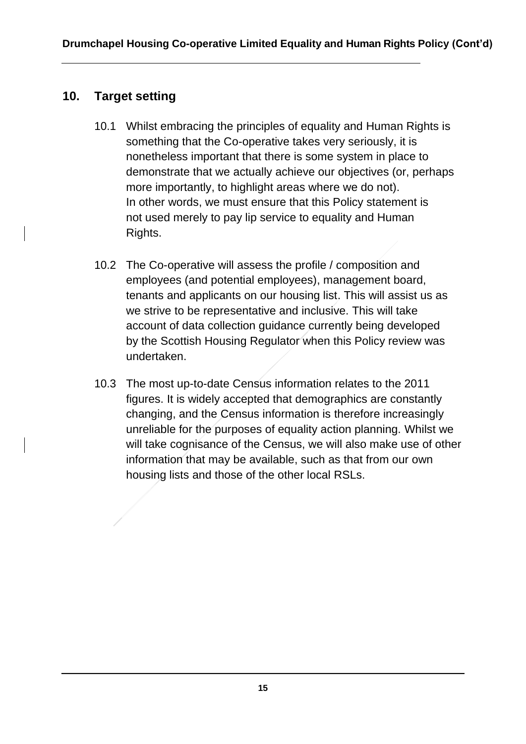## 10. Target setting

10.1 Whilst embracing the principles of equality and Human Rights is something that the Co-operative takes very seriously, it is nonetheless important that there is some system in place to demonstrate that we actually achieve our objectives (or, perhaps more importantly, to highlight areas where we do not). In other words, we must ensure that this Policy statement is not used merely to pay lip service to equality and Human Rights.

10.2 The Co-operative will assess the profile / composition and employees (and potential employees), management board, tenants and applicants on our housing list. This will assist us as we strive to be representative and inclusive. This will take account of data collection guidance currently being developed by the Scottish Housing Regulator when this Policy review was undertaken.

10.3 The most up-to-date Census information relates to the 2011 figures. It is widely accepted that demographics are constantly changing, and the Census information is therefore increasingly unreliable for the purposes of equality action planning. Whilst we will take cognisance of the Census, we will also make use of other information that may be available, such as that from our own housing lists and those of the other local RSLs.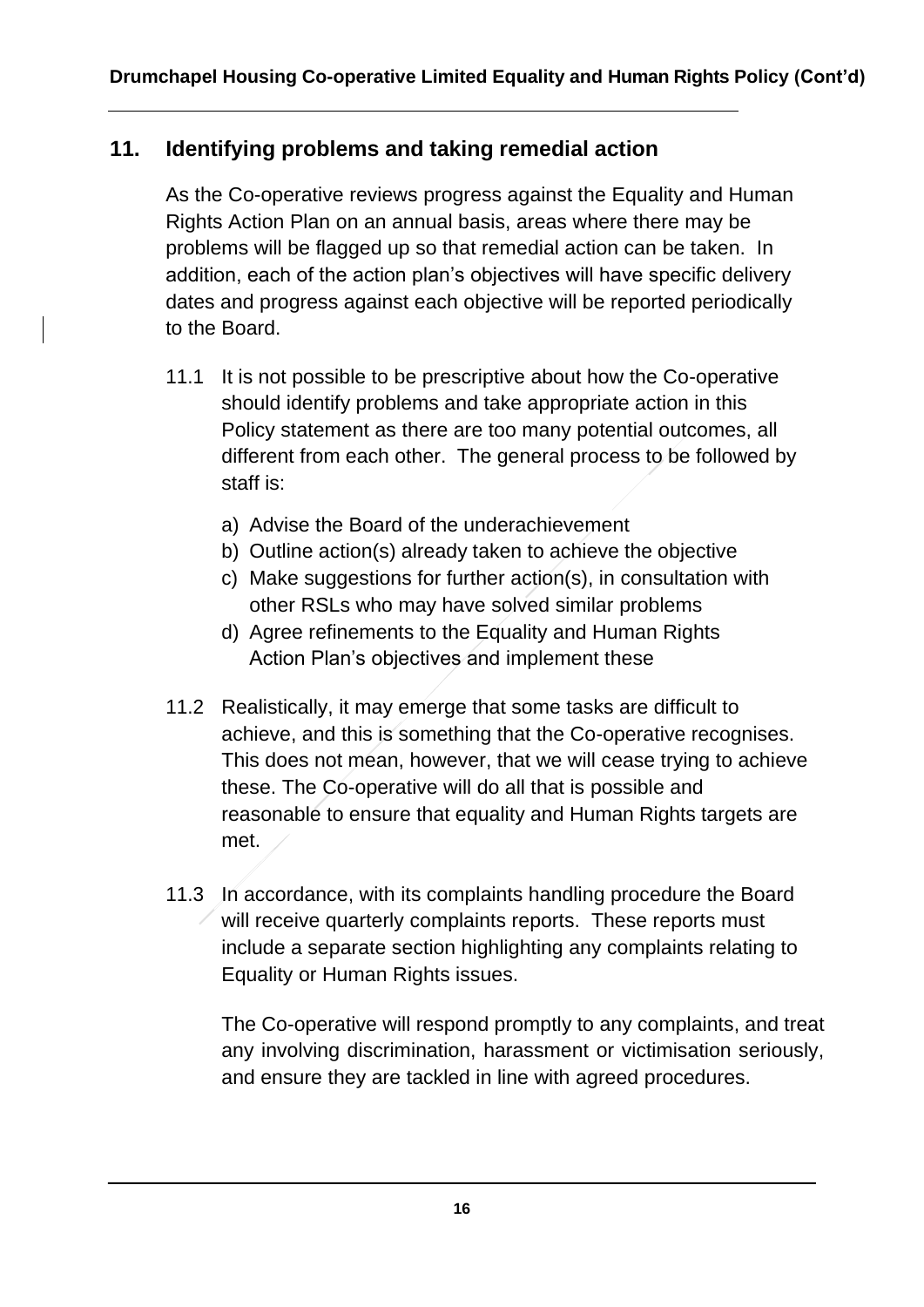## 11. Identifying problems and taking remedial action

As the Co-operative reviews progress against the Equality and Human Rights Action Plan on an annual basis, areas where there may be problems will be flagged up so that remedial action can be taken. In addition, each of the action plan's objectives will have specific delivery dates and progress against each objective will be reported periodically to the Board.

11.1 It is not possible to be prescriptive about how the Co-operative should identify problems and take appropriate action in this Policy statement as there are too many potential outcomes, all different from each other. The general process to be followed by staff is:

a) Advise the Board of the underachievement
b) Outline action(s) already taken to achieve the objective
c) Make suggestions for further action(s), in consultation with other RSLs who may have solved similar problems
d) Agree refinements to the Equality and Human Rights Action Plan's objectives and implement these

11.2 Realistically, it may emerge that some tasks are difficult to achieve, and this is something that the Co-operative recognises. This does not mean, however, that we will cease trying to achieve these. The Co-operative will do all that is possible and reasonable to ensure that equality and Human Rights targets are met.

11.3 In accordance, with its complaints handling procedure the Board will receive quarterly complaints reports. These reports must include a separate section highlighting any complaints relating to Equality or Human Rights issues.

The Co-operative will respond promptly to any complaints, and treat any involving discrimination, harassment or victimisation seriously, and ensure they are tackled in line with agreed procedures.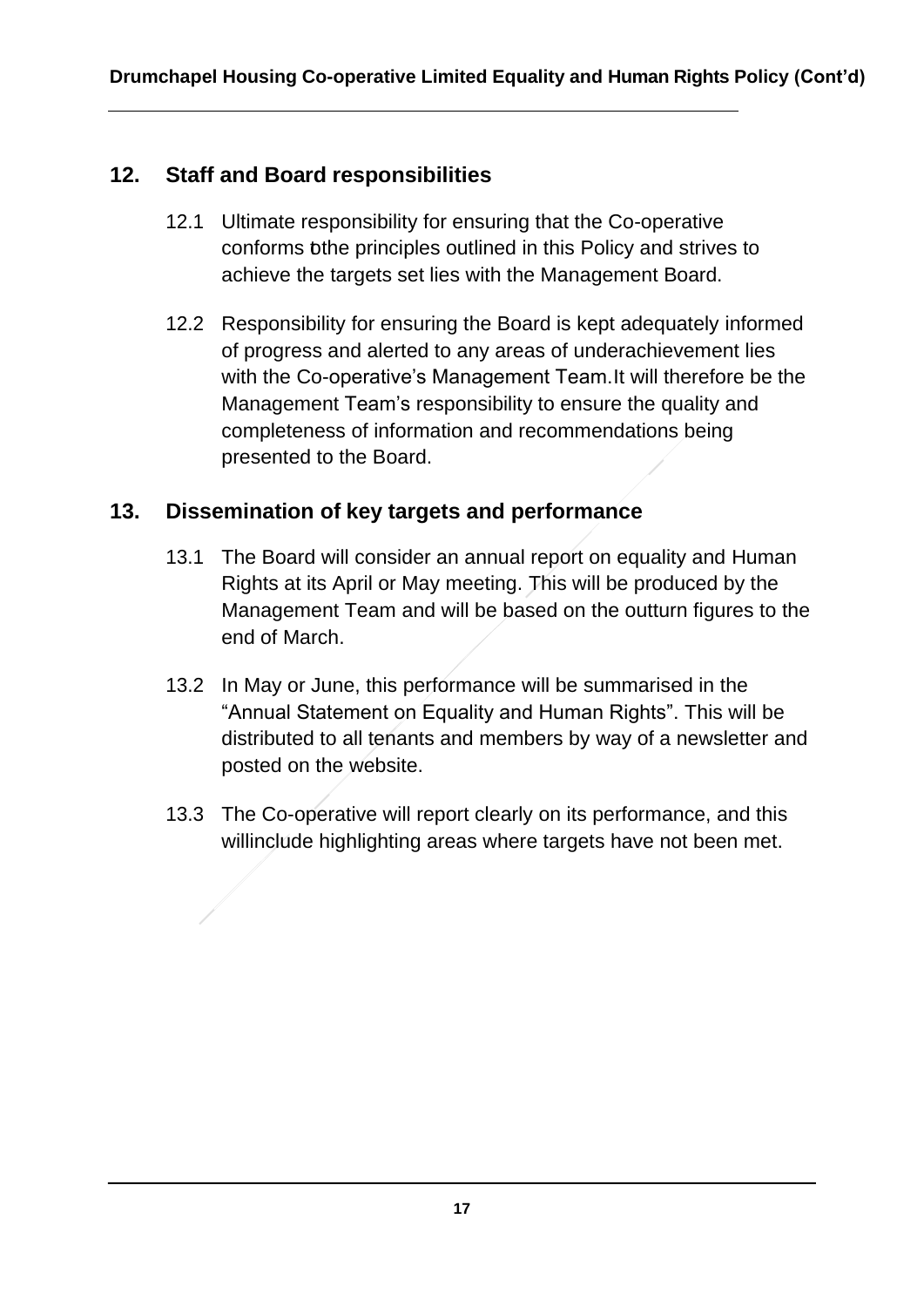## 12. Staff and Board responsibilities

12.1 Ultimate responsibility for ensuring that the Co-operative conforms to the principles outlined in this Policy and strives to achieve the targets set lies with the Management Board.

12.2 Responsibility for ensuring the Board is kept adequately informed of progress and alerted to any areas of underachievement lies with the Co-operative's Management Team. It will therefore be the Management Team's responsibility to ensure the quality and completeness of information and recommendations being presented to the Board.

## 13. Dissemination of key targets and performance

13.1 The Board will consider an annual report on equality and Human Rights at its April or May meeting. This will be produced by the Management Team and will be based on the outturn figures to the end of March.

13.2 In May or June, this performance will be summarised in the "Annual Statement on Equality and Human Rights". This will be distributed to all tenants and members by way of a newsletter and posted on the website.

13.3 The Co-operative will report clearly on its performance, and this will include highlighting areas where targets have not been met.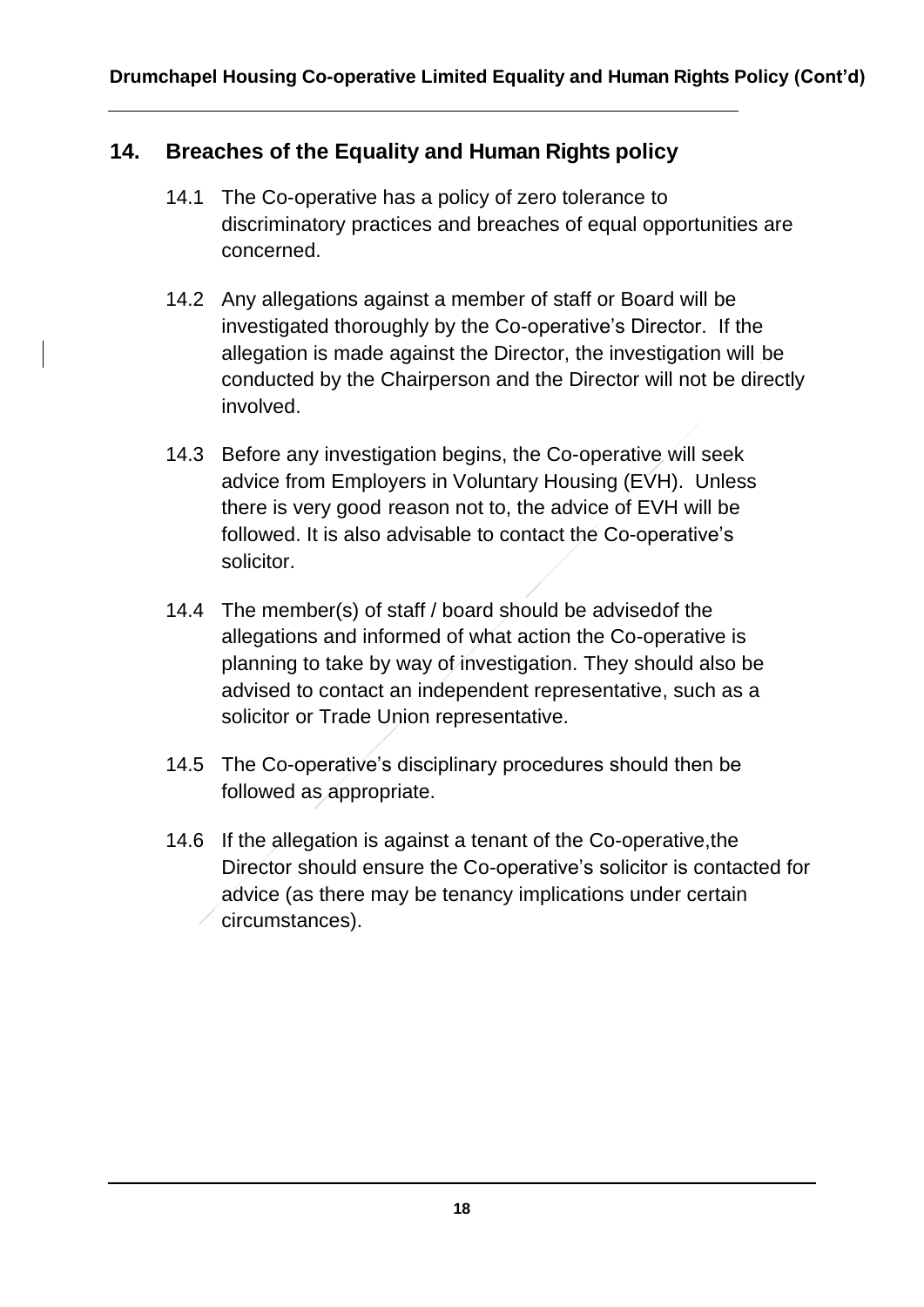## 14. Breaches of the Equality and Human Rights policy

14.1 The Co-operative has a policy of zero tolerance to discriminatory practices and breaches of equal opportunities are concerned.

14.2 Any allegations against a member of staff or Board will be investigated thoroughly by the Co-operative's Director. If the allegation is made against the Director, the investigation will be conducted by the Chairperson and the Director will not be directly involved.

14.3 Before any investigation begins, the Co-operative will seek advice from Employers in Voluntary Housing (EVH). Unless there is very good reason not to, the advice of EVH will be followed. It is also advisable to contact the Co-operative's solicitor.

14.4 The member(s) of staff / board should be advisedof the allegations and informed of what action the Co-operative is planning to take by way of investigation. They should also be advised to contact an independent representative, such as a solicitor or Trade Union representative.

14.5 The Co-operative's disciplinary procedures should then be followed as appropriate.

14.6 If the allegation is against a tenant of the Co-operative,the Director should ensure the Co-operative's solicitor is contacted for advice (as there may be tenancy implications under certain circumstances).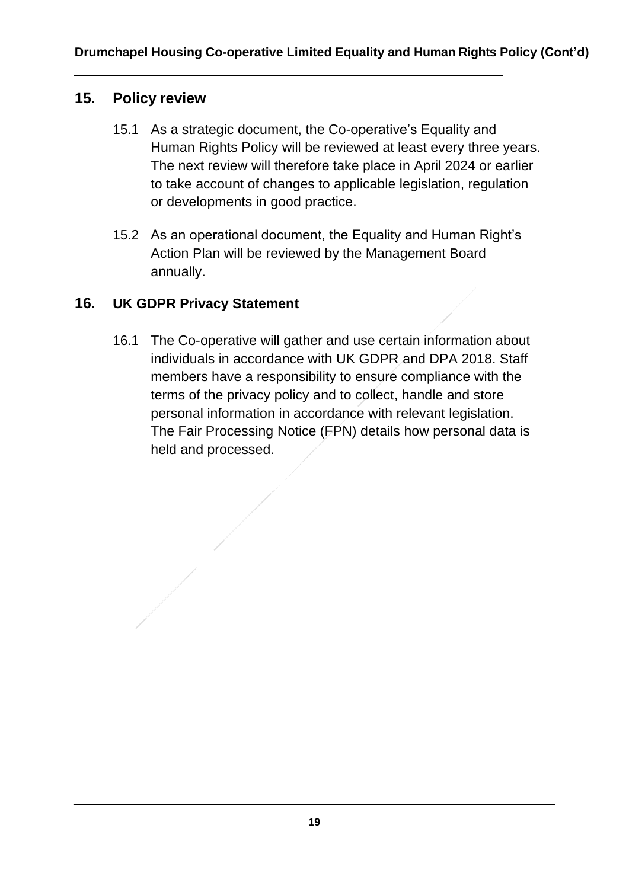## 15. Policy review

15.1 As a strategic document, the Co-operative's Equality and Human Rights Policy will be reviewed at least every three years. The next review will therefore take place in April 2024 or earlier to take account of changes to applicable legislation, regulation or developments in good practice.

15.2 As an operational document, the Equality and Human Right's Action Plan will be reviewed by the Management Board annually.

## 16. UK GDPR Privacy Statement

16.1 The Co-operative will gather and use certain information about individuals in accordance with UK GDPR and DPA 2018. Staff members have a responsibility to ensure compliance with the terms of the privacy policy and to collect, handle and store personal information in accordance with relevant legislation. The Fair Processing Notice (FPN) details how personal data is held and processed.